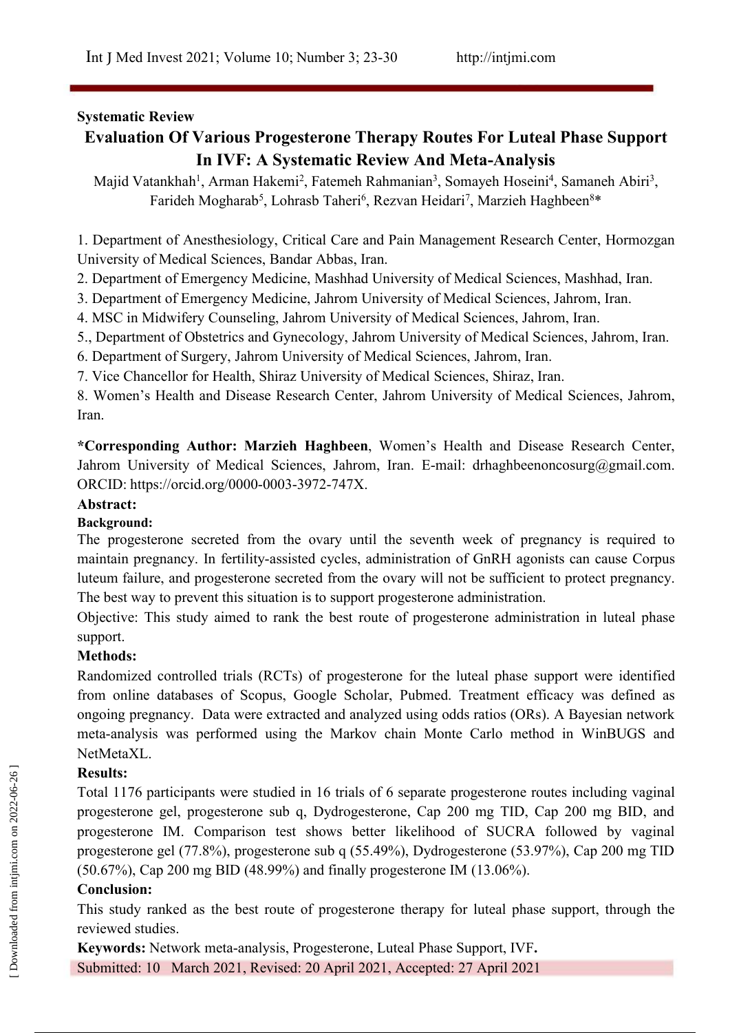**Systematic Review**

# Evaluation Of Various Progesterone Therapy Routes For Luteal Phase Support In IVF: A Systematic Review And Meta-Analysis

Majid Vatankhah[1], Arman Hakemi[2], Fatemeh Rahmanian[3], Somayeh Hoseini[4], Samaneh Abiri[3], Farideh Mogharab[5], Lohrasb Taheri[6], Rezvan Heidari[7], Marzieh Haghbeen[8]*

1. Department of Anesthesiology, Critical Care and Pain Management Research Center, Hormozgan University of Medical Sciences, Bandar Abbas, Iran.
2. Department of Emergency Medicine, Mashhad University of Medical Sciences, Mashhad, Iran.
3. Department of Emergency Medicine, Jahrom University of Medical Sciences, Jahrom, Iran.
4. MSC in Midwifery Counseling, Jahrom University of Medical Sciences, Jahrom, Iran.
5., Department of Obstetrics and Gynecology, Jahrom University of Medical Sciences, Jahrom, Iran.
6. Department of Surgery, Jahrom University of Medical Sciences, Jahrom, Iran.
7. Vice Chancellor for Health, Shiraz University of Medical Sciences, Shiraz, Iran.
8. Women's Health and Disease Research Center, Jahrom University of Medical Sciences, Jahrom, Iran.

**\*Corresponding Author: Marzieh Haghbeen**, Women's Health and Disease Research Center, Jahrom University of Medical Sciences, Jahrom, Iran. E-mail: drhaghbeenoncosurg@gmail.com. ORCID: https://orcid.org/0000-0003-3972-747X.

## Abstract:

### Background:

The progesterone secreted from the ovary until the seventh week of pregnancy is required to maintain pregnancy. In fertility-assisted cycles, administration of GnRH agonists can cause Corpus luteum failure, and progesterone secreted from the ovary will not be sufficient to protect pregnancy. The best way to prevent this situation is to support progesterone administration.

Objective: This study aimed to rank the best route of progesterone administration in luteal phase support.

### Methods:

Randomized controlled trials (RCTs) of progesterone for the luteal phase support were identified from online databases of Scopus, Google Scholar, Pubmed. Treatment efficacy was defined as ongoing pregnancy. Data were extracted and analyzed using odds ratios (ORs). A Bayesian network meta-analysis was performed using the Markov chain Monte Carlo method in WinBUGS and NetMetaXL.

### Results:

Total 1176 participants were studied in 16 trials of 6 separate progesterone routes including vaginal progesterone gel, progesterone sub q, Dydrogesterone, Cap 200 mg TID, Cap 200 mg BID, and progesterone IM. Comparison test shows better likelihood of SUCRA followed by vaginal progesterone gel (77.8%), progesterone sub q (55.49%), Dydrogesterone (53.97%), Cap 200 mg TID (50.67%), Cap 200 mg BID (48.99%) and finally progesterone IM (13.06%).

### Conclusion:

This study ranked as the best route of progesterone therapy for luteal phase support, through the reviewed studies.

**Keywords:** Network meta-analysis, Progesterone, Luteal Phase Support, IVF**.**

Submitted: 10 March 2021, Revised: 20 April 2021, Accepted: 27 April 2021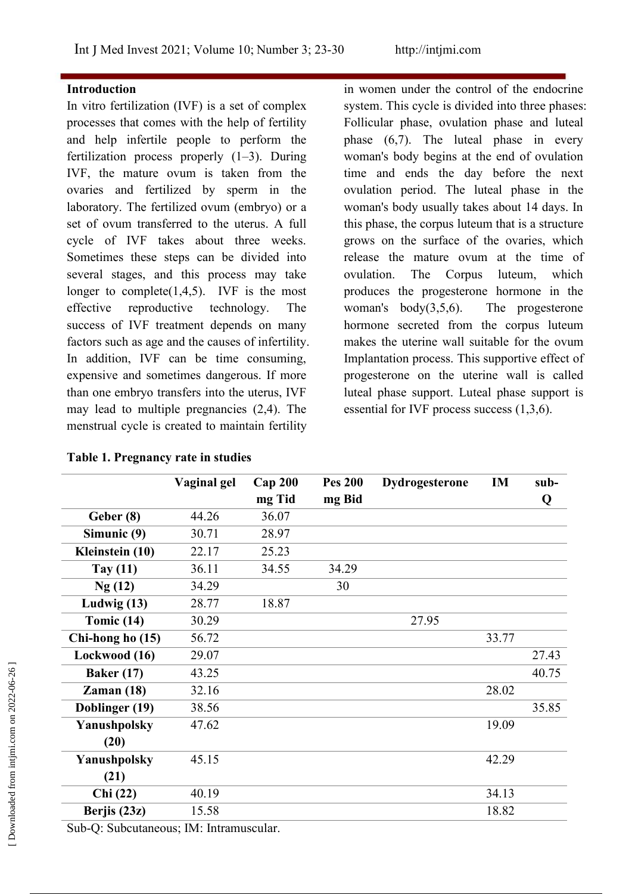## Introduction

In vitro fertilization (IVF) is a set of complex processes that comes with the help of fertility and help infertile people to perform the fertilization process properly (1–3). During IVF, the mature ovum is taken from the ovaries and fertilized by sperm in the laboratory. The fertilized ovum (embryo) or a set of ovum transferred to the uterus. A full cycle of IVF takes about three weeks. Sometimes these steps can be divided into several stages, and this process may take longer to complete(1,4,5). IVF is the most effective reproductive technology. The success of IVF treatment depends on many factors such as age and the causes of infertility. In addition, IVF can be time consuming, expensive and sometimes dangerous. If more than one embryo transfers into the uterus, IVF may lead to multiple pregnancies (2,4). The menstrual cycle is created to maintain fertility in women under the control of the endocrine system. This cycle is divided into three phases: Follicular phase, ovulation phase and luteal phase (6,7). The luteal phase in every woman's body begins at the end of ovulation time and ends the day before the next ovulation period. The luteal phase in the woman's body usually takes about 14 days. In this phase, the corpus luteum that is a structure grows on the surface of the ovaries, which release the mature ovum at the time of ovulation. The Corpus luteum, which produces the progesterone hormone in the woman's body(3,5,6). The progesterone hormone secreted from the corpus luteum makes the uterine wall suitable for the ovum Implantation process. This supportive effect of progesterone on the uterine wall is called luteal phase support. Luteal phase support is essential for IVF process success (1,3,6).

**Table 1. Pregnancy rate in studies**

| | Vaginal gel | Cap 200 mg Tid | Pes 200 mg Bid | Dydrogesterone | IM | sub-Q |
|---|---|---|---|---|---|---|
| **Geber (8)** | 44.26 | 36.07 | | | | |
| **Simunic (9)** | 30.71 | 28.97 | | | | |
| **Kleinstein (10)** | 22.17 | 25.23 | | | | |
| **Tay (11)** | 36.11 | 34.55 | 34.29 | | | |
| **Ng (12)** | 34.29 | | 30 | | | |
| **Ludwig (13)** | 28.77 | 18.87 | | | | |
| **Tomic (14)** | 30.29 | | | 27.95 | | |
| **Chi-hong ho (15)** | 56.72 | | | | 33.77 | |
| **Lockwood (16)** | 29.07 | | | | | 27.43 |
| **Baker (17)** | 43.25 | | | | | 40.75 |
| **Zaman (18)** | 32.16 | | | | 28.02 | |
| **Doblinger (19)** | 38.56 | | | | | 35.85 |
| **Yanushpolsky (20)** | 47.62 | | | | 19.09 | |
| **Yanushpolsky (21)** | 45.15 | | | | 42.29 | |
| **Chi (22)** | 40.19 | | | | 34.13 | |
| **Berjis (23z)** | 15.58 | | | | 18.82 | |

Sub-Q: Subcutaneous; IM: Intramuscular.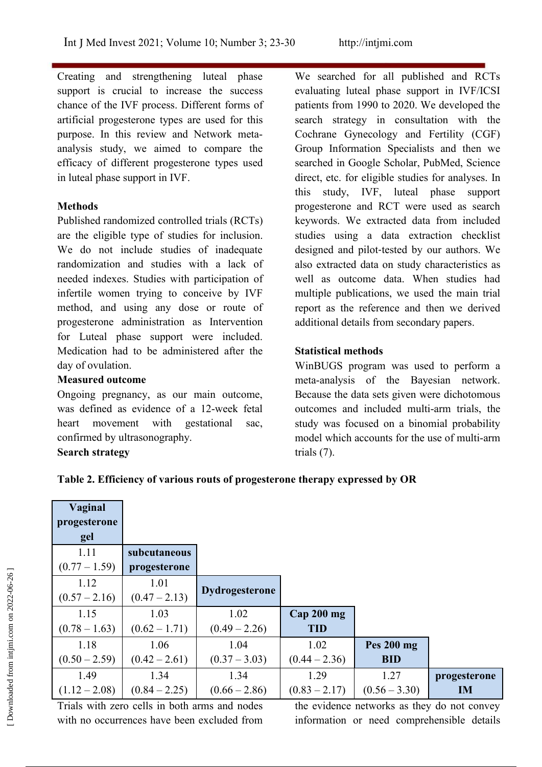Creating and strengthening luteal phase support is crucial to increase the success chance of the IVF process. Different forms of artificial progesterone types are used for this purpose. In this review and Network meta-analysis study, we aimed to compare the efficacy of different progesterone types used in luteal phase support in IVF.

## Methods

Published randomized controlled trials (RCTs) are the eligible type of studies for inclusion. We do not include studies of inadequate randomization and studies with a lack of needed indexes. Studies with participation of infertile women trying to conceive by IVF method, and using any dose or route of progesterone administration as Intervention for Luteal phase support were included. Medication had to be administered after the day of ovulation.

### Measured outcome

Ongoing pregnancy, as our main outcome, was defined as evidence of a 12-week fetal heart movement with gestational sac, confirmed by ultrasonography.

### Search strategy

We searched for all published and RCTs evaluating luteal phase support in IVF/ICSI patients from 1990 to 2020. We developed the search strategy in consultation with the Cochrane Gynecology and Fertility (CGF) Group Information Specialists and then we searched in Google Scholar, PubMed, Science direct, etc. for eligible studies for analyses. In this study, IVF, luteal phase support progesterone and RCT were used as search keywords. We extracted data from included studies using a data extraction checklist designed and pilot-tested by our authors. We also extracted data on study characteristics as well as outcome data. When studies had multiple publications, we used the main trial report as the reference and then we derived additional details from secondary papers.

### Statistical methods

WinBUGS program was used to perform a meta-analysis of the Bayesian network. Because the data sets given were dichotomous outcomes and included multi-arm trials, the study was focused on a binomial probability model which accounts for the use of multi-arm trials (7).

**Table 2. Efficiency of various routs of progesterone therapy expressed by OR**

| | | | | | |
|---|---|---|---|---|---|
| **Vaginal progesterone gel** | | | | | |
| 1.11 (0.77 – 1.59) | **subcutaneous progesterone** | | | | |
| 1.12 (0.57 – 2.16) | 1.01 (0.47 – 2.13) | **Dydrogesterone** | | | |
| 1.15 (0.78 – 1.63) | 1.03 (0.62 – 1.71) | 1.02 (0.49 – 2.26) | **Cap 200 mg TID** | | |
| 1.18 (0.50 – 2.59) | 1.06 (0.42 – 2.61) | 1.04 (0.37 – 3.03) | 1.02 (0.44 – 2.36) | **Pes 200 mg BID** | |
| 1.49 (1.12 – 2.08) | 1.34 (0.84 – 2.25) | 1.34 (0.66 – 2.86) | 1.29 (0.83 – 2.17) | 1.27 (0.56 – 3.30) | **progesterone IM** |

Trials with zero cells in both arms and nodes with no occurrences have been excluded from the evidence networks as they do not convey information or need comprehensible details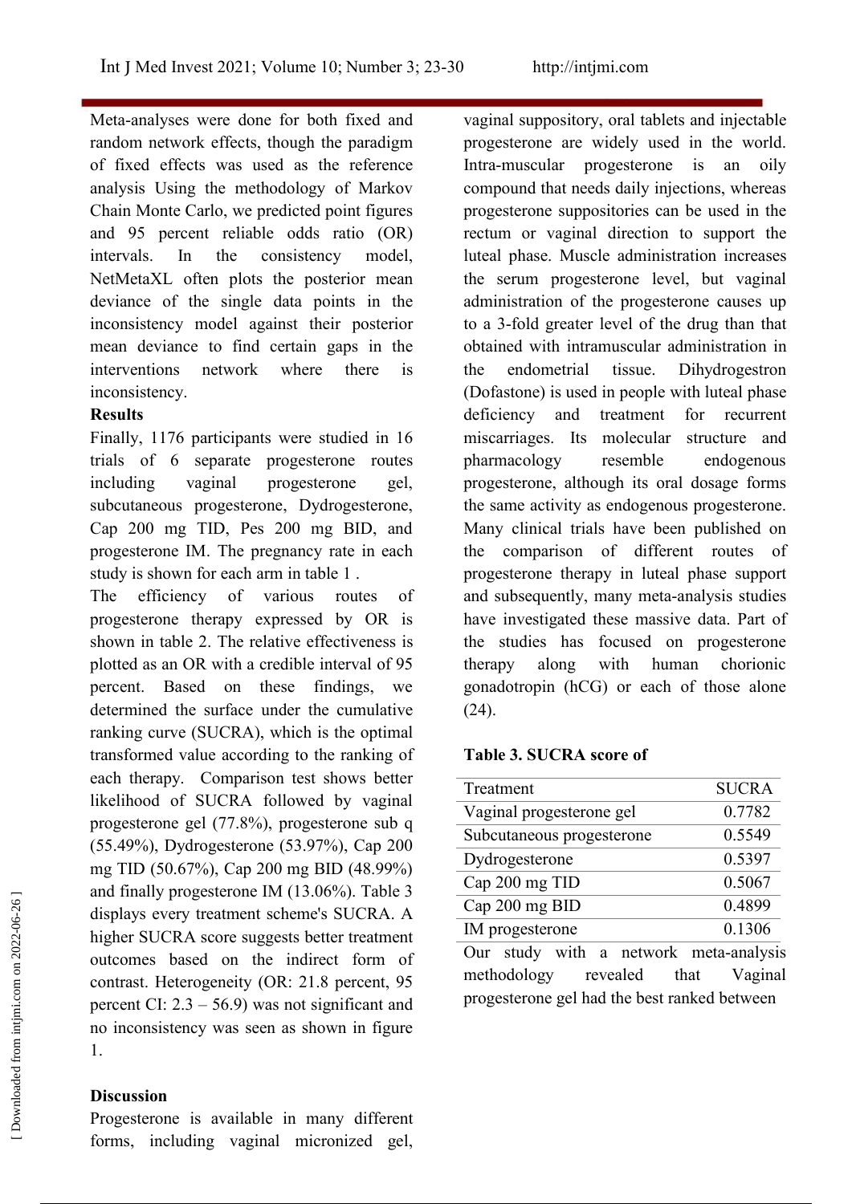Meta-analyses were done for both fixed and random network effects, though the paradigm of fixed effects was used as the reference analysis Using the methodology of Markov Chain Monte Carlo, we predicted point figures and 95 percent reliable odds ratio (OR) intervals. In the consistency model, NetMetaXL often plots the posterior mean deviance of the single data points in the inconsistency model against their posterior mean deviance to find certain gaps in the interventions network where there is inconsistency.

**Results**

Finally, 1176 participants were studied in 16 trials of 6 separate progesterone routes including vaginal progesterone gel, subcutaneous progesterone, Dydrogesterone, Cap 200 mg TID, Pes 200 mg BID, and progesterone IM. The pregnancy rate in each study is shown for each arm in table 1 .

The efficiency of various routes of progesterone therapy expressed by OR is shown in table 2. The relative effectiveness is plotted as an OR with a credible interval of 95 percent. Based on these findings, we determined the surface under the cumulative ranking curve (SUCRA), which is the optimal transformed value according to the ranking of each therapy. Comparison test shows better likelihood of SUCRA followed by vaginal progesterone gel (77.8%), progesterone sub q (55.49%), Dydrogesterone (53.97%), Cap 200 mg TID (50.67%), Cap 200 mg BID (48.99%) and finally progesterone IM (13.06%). Table 3 displays every treatment scheme's SUCRA. A higher SUCRA score suggests better treatment outcomes based on the indirect form of contrast. Heterogeneity (OR: 21.8 percent, 95 percent CI: 2.3 – 56.9) was not significant and no inconsistency was seen as shown in figure 1.

**Discussion**

Progesterone is available in many different forms, including vaginal micronized gel, vaginal suppository, oral tablets and injectable progesterone are widely used in the world. Intra-muscular progesterone is an oily compound that needs daily injections, whereas progesterone suppositories can be used in the rectum or vaginal direction to support the luteal phase. Muscle administration increases the serum progesterone level, but vaginal administration of the progesterone causes up to a 3-fold greater level of the drug than that obtained with intramuscular administration in the endometrial tissue. Dihydrogestron (Dofastone) is used in people with luteal phase deficiency and treatment for recurrent miscarriages. Its molecular structure and pharmacology resemble endogenous progesterone, although its oral dosage forms the same activity as endogenous progesterone. Many clinical trials have been published on the comparison of different routes of progesterone therapy in luteal phase support and subsequently, many meta-analysis studies have investigated these massive data. Part of the studies has focused on progesterone therapy along with human chorionic gonadotropin (hCG) or each of those alone (24).

**Table 3. SUCRA score of**

| Treatment | SUCRA |
|---|---|
| Vaginal progesterone gel | 0.7782 |
| Subcutaneous progesterone | 0.5549 |
| Dydrogesterone | 0.5397 |
| Cap 200 mg TID | 0.5067 |
| Cap 200 mg BID | 0.4899 |
| IM progesterone | 0.1306 |

Our study with a network meta-analysis methodology revealed that Vaginal progesterone gel had the best ranked between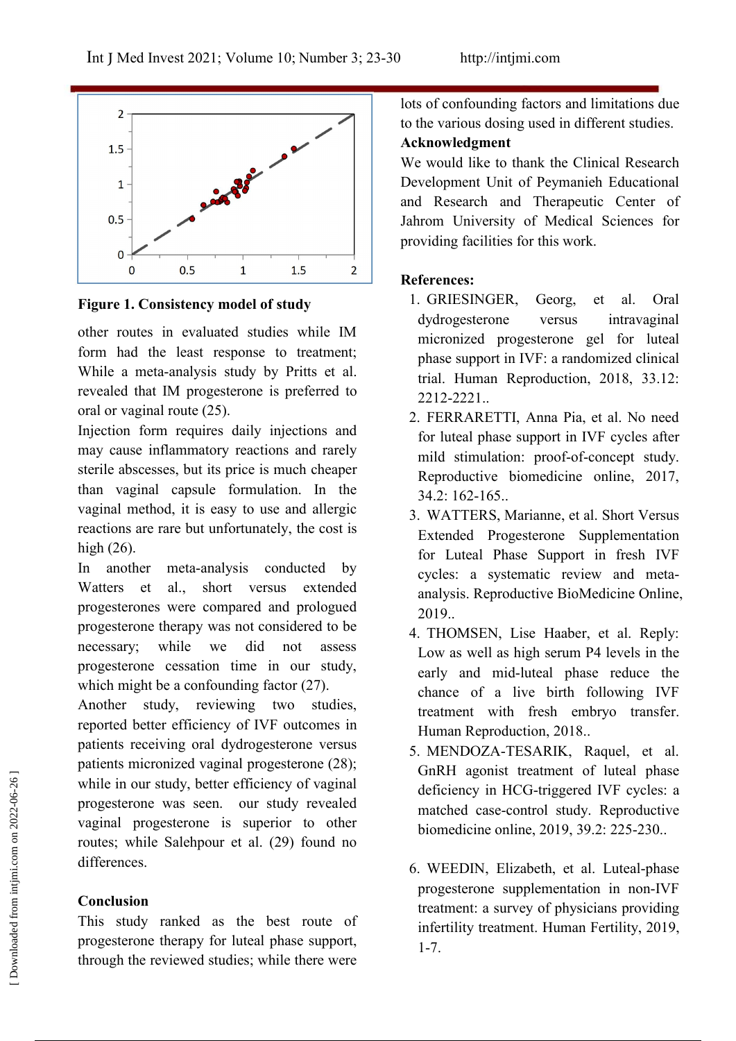**Figure 1. Consistency model of study**

other routes in evaluated studies while IM form had the least response to treatment; While a meta-analysis study by Pritts et al. revealed that IM progesterone is preferred to oral or vaginal route (25).

Injection form requires daily injections and may cause inflammatory reactions and rarely sterile abscesses, but its price is much cheaper than vaginal capsule formulation. In the vaginal method, it is easy to use and allergic reactions are rare but unfortunately, the cost is high (26).

In another meta-analysis conducted by Watters et al., short versus extended progesterones were compared and prologued progesterone therapy was not considered to be necessary; while we did not assess progesterone cessation time in our study, which might be a confounding factor (27).

Another study, reviewing two studies, reported better efficiency of IVF outcomes in patients receiving oral dydrogesterone versus patients micronized vaginal progesterone (28); while in our study, better efficiency of vaginal progesterone was seen. our study revealed vaginal progesterone is superior to other routes; while Salehpour et al. (29) found no differences.

## Conclusion

This study ranked as the best route of progesterone therapy for luteal phase support, through the reviewed studies; while there were lots of confounding factors and limitations due to the various dosing used in different studies.

## Acknowledgment

We would like to thank the Clinical Research Development Unit of Peymanieh Educational and Research and Therapeutic Center of Jahrom University of Medical Sciences for providing facilities for this work.

## References:

1. GRIESINGER, Georg, et al. Oral dydrogesterone versus intravaginal micronized progesterone gel for luteal phase support in IVF: a randomized clinical trial. Human Reproduction, 2018, 33.12: 2212-2221..
2. FERRARETTI, Anna Pia, et al. No need for luteal phase support in IVF cycles after mild stimulation: proof-of-concept study. Reproductive biomedicine online, 2017, 34.2: 162-165..
3. WATTERS, Marianne, et al. Short Versus Extended Progesterone Supplementation for Luteal Phase Support in fresh IVF cycles: a systematic review and meta-analysis. Reproductive BioMedicine Online, 2019..
4. THOMSEN, Lise Haaber, et al. Reply: Low as well as high serum P4 levels in the early and mid-luteal phase reduce the chance of a live birth following IVF treatment with fresh embryo transfer. Human Reproduction, 2018..
5. MENDOZA-TESARIK, Raquel, et al. GnRH agonist treatment of luteal phase deficiency in HCG-triggered IVF cycles: a matched case-control study. Reproductive biomedicine online, 2019, 39.2: 225-230..
6. WEEDIN, Elizabeth, et al. Luteal-phase progesterone supplementation in non-IVF treatment: a survey of physicians providing infertility treatment. Human Fertility, 2019, 1-7.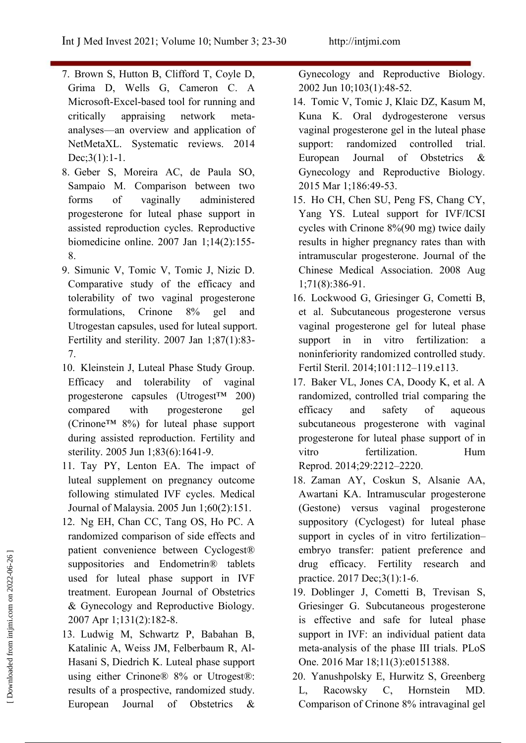7. Brown S, Hutton B, Clifford T, Coyle D, Grima D, Wells G, Cameron C. A Microsoft-Excel-based tool for running and critically appraising network meta-analyses—an overview and application of NetMetaXL. Systematic reviews. 2014 Dec;3(1):1-1.
8. Geber S, Moreira AC, de Paula SO, Sampaio M. Comparison between two forms of vaginally administered progesterone for luteal phase support in assisted reproduction cycles. Reproductive biomedicine online. 2007 Jan 1;14(2):155-8.
9. Simunic V, Tomic V, Tomic J, Nizic D. Comparative study of the efficacy and tolerability of two vaginal progesterone formulations, Crinone 8% gel and Utrogestan capsules, used for luteal support. Fertility and sterility. 2007 Jan 1;87(1):83-7.
10. Kleinstein J, Luteal Phase Study Group. Efficacy and tolerability of vaginal progesterone capsules (Utrogest™ 200) compared with progesterone gel (Crinone™ 8%) for luteal phase support during assisted reproduction. Fertility and sterility. 2005 Jun 1;83(6):1641-9.
11. Tay PY, Lenton EA. The impact of luteal supplement on pregnancy outcome following stimulated IVF cycles. Medical Journal of Malaysia. 2005 Jun 1;60(2):151.
12. Ng EH, Chan CC, Tang OS, Ho PC. A randomized comparison of side effects and patient convenience between Cyclogest® suppositories and Endometrin® tablets used for luteal phase support in IVF treatment. European Journal of Obstetrics & Gynecology and Reproductive Biology. 2007 Apr 1;131(2):182-8.
13. Ludwig M, Schwartz P, Babahan B, Katalinic A, Weiss JM, Felberbaum R, Al-Hasani S, Diedrich K. Luteal phase support using either Crinone® 8% or Utrogest®: results of a prospective, randomized study. European Journal of Obstetrics & Gynecology and Reproductive Biology. 2002 Jun 10;103(1):48-52.
14. Tomic V, Tomic J, Klaic DZ, Kasum M, Kuna K. Oral dydrogesterone versus vaginal progesterone gel in the luteal phase support: randomized controlled trial. European Journal of Obstetrics & Gynecology and Reproductive Biology. 2015 Mar 1;186:49-53.
15. Ho CH, Chen SU, Peng FS, Chang CY, Yang YS. Luteal support for IVF/ICSI cycles with Crinone 8%(90 mg) twice daily results in higher pregnancy rates than with intramuscular progesterone. Journal of the Chinese Medical Association. 2008 Aug 1;71(8):386-91.
16. Lockwood G, Griesinger G, Cometti B, et al. Subcutaneous progesterone versus vaginal progesterone gel for luteal phase support in in vitro fertilization: a noninferiority randomized controlled study. Fertil Steril. 2014;101:112–119.e113.
17. Baker VL, Jones CA, Doody K, et al. A randomized, controlled trial comparing the efficacy and safety of aqueous subcutaneous progesterone with vaginal progesterone for luteal phase support of in vitro fertilization. Hum Reprod. 2014;29:2212–2220.
18. Zaman AY, Coskun S, Alsanie AA, Awartani KA. Intramuscular progesterone (Gestone) versus vaginal progesterone suppository (Cyclogest) for luteal phase support in cycles of in vitro fertilization–embryo transfer: patient preference and drug efficacy. Fertility research and practice. 2017 Dec;3(1):1-6.
19. Doblinger J, Cometti B, Trevisan S, Griesinger G. Subcutaneous progesterone is effective and safe for luteal phase support in IVF: an individual patient data meta-analysis of the phase III trials. PLoS One. 2016 Mar 18;11(3):e0151388.
20. Yanushpolsky E, Hurwitz S, Greenberg L, Racowsky C, Hornstein MD. Comparison of Crinone 8% intravaginal gel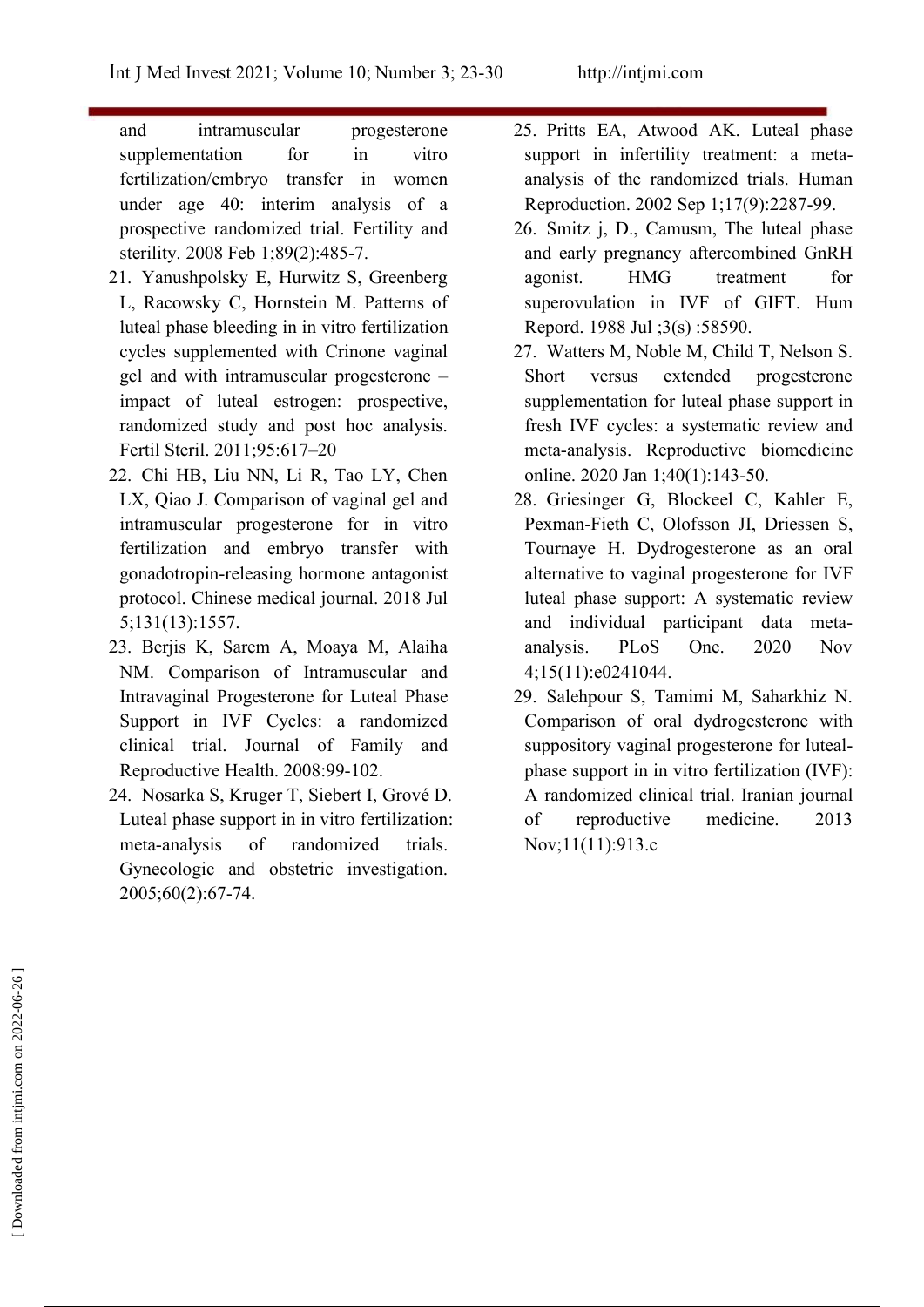and intramuscular progesterone supplementation for in vitro fertilization/embryo transfer in women under age 40: interim analysis of a prospective randomized trial. Fertility and sterility. 2008 Feb 1;89(2):485-7.

21. Yanushpolsky E, Hurwitz S, Greenberg L, Racowsky C, Hornstein M. Patterns of luteal phase bleeding in in vitro fertilization cycles supplemented with Crinone vaginal gel and with intramuscular progesterone – impact of luteal estrogen: prospective, randomized study and post hoc analysis. Fertil Steril. 2011;95:617–20
22. Chi HB, Liu NN, Li R, Tao LY, Chen LX, Qiao J. Comparison of vaginal gel and intramuscular progesterone for in vitro fertilization and embryo transfer with gonadotropin-releasing hormone antagonist protocol. Chinese medical journal. 2018 Jul 5;131(13):1557.
23. Berjis K, Sarem A, Moaya M, Alaiha NM. Comparison of Intramuscular and Intravaginal Progesterone for Luteal Phase Support in IVF Cycles: a randomized clinical trial. Journal of Family and Reproductive Health. 2008:99-102.
24. Nosarka S, Kruger T, Siebert I, Grové D. Luteal phase support in in vitro fertilization: meta-analysis of randomized trials. Gynecologic and obstetric investigation. 2005;60(2):67-74.
25. Pritts EA, Atwood AK. Luteal phase support in infertility treatment: a meta-analysis of the randomized trials. Human Reproduction. 2002 Sep 1;17(9):2287-99.
26. Smitz j, D., Camusm, The luteal phase and early pregnancy aftercombined GnRH agonist. HMG treatment for superovulation in IVF of GIFT. Hum Repord. 1988 Jul ;3(s) :58590.
27. Watters M, Noble M, Child T, Nelson S. Short versus extended progesterone supplementation for luteal phase support in fresh IVF cycles: a systematic review and meta-analysis. Reproductive biomedicine online. 2020 Jan 1;40(1):143-50.
28. Griesinger G, Blockeel C, Kahler E, Pexman-Fieth C, Olofsson JI, Driessen S, Tournaye H. Dydrogesterone as an oral alternative to vaginal progesterone for IVF luteal phase support: A systematic review and individual participant data meta-analysis. PLoS One. 2020 Nov 4;15(11):e0241044.
29. Salehpour S, Tamimi M, Saharkhiz N. Comparison of oral dydrogesterone with suppository vaginal progesterone for luteal-phase support in in vitro fertilization (IVF): A randomized clinical trial. Iranian journal of reproductive medicine. 2013 Nov;11(11):913.c